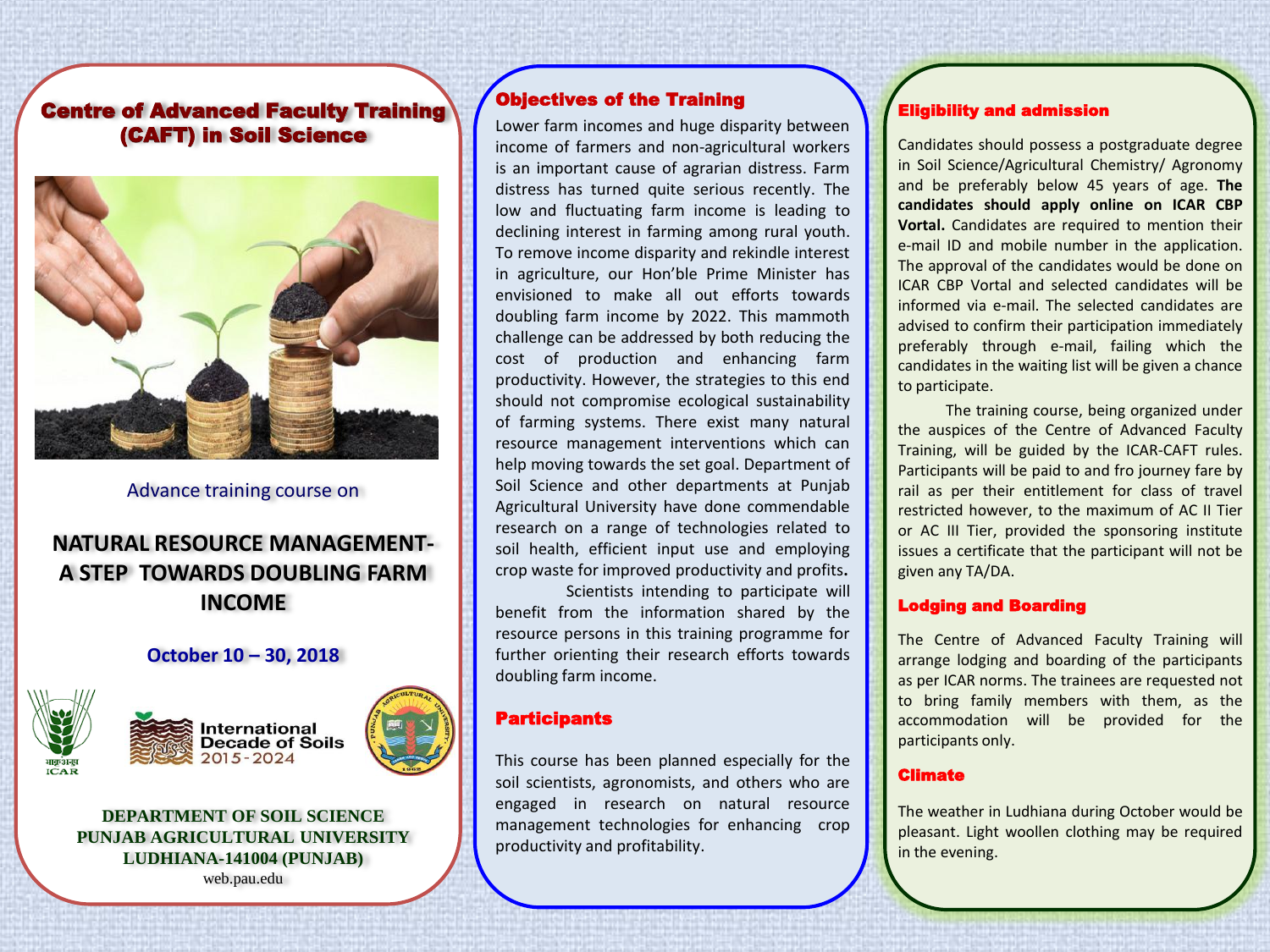# Centre of Advanced Faculty Training (CAFT) in Soil Science

Advance training course on

## NATURAL RESOURCE MANAGEMENT- A STEP TOWARDS DOUBLING FARM INCOME

**October 10 – 30, 2018**

International Decade of Soils 2015-2024

**DEPARTMENT OF SOIL SCIENCE**
**PUNJAB AGRICULTURAL UNIVERSITY**
**LUDHIANA-141004 (PUNJAB)**
web.pau.edu

## Objectives of the Training

Lower farm incomes and huge disparity between income of farmers and non-agricultural workers is an important cause of agrarian distress. Farm distress has turned quite serious recently. The low and fluctuating farm income is leading to declining interest in farming among rural youth. To remove income disparity and rekindle interest in agriculture, our Hon'ble Prime Minister has envisioned to make all out efforts towards doubling farm income by 2022. This mammoth challenge can be addressed by both reducing the cost of production and enhancing farm productivity. However, the strategies to this end should not compromise ecological sustainability of farming systems. There exist many natural resource management interventions which can help moving towards the set goal. Department of Soil Science and other departments at Punjab Agricultural University have done commendable research on a range of technologies related to soil health, efficient input use and employing crop waste for improved productivity and profits.

Scientists intending to participate will benefit from the information shared by the resource persons in this training programme for further orienting their research efforts towards doubling farm income.

## Participants

This course has been planned especially for the soil scientists, agronomists, and others who are engaged in research on natural resource management technologies for enhancing crop productivity and profitability.

## Eligibility and admission

Candidates should possess a postgraduate degree in Soil Science/Agricultural Chemistry/ Agronomy and be preferably below 45 years of age. **The candidates should apply online on ICAR CBP Vortal.** Candidates are required to mention their e-mail ID and mobile number in the application. The approval of the candidates would be done on ICAR CBP Vortal and selected candidates will be informed via e-mail. The selected candidates are advised to confirm their participation immediately preferably through e-mail, failing which the candidates in the waiting list will be given a chance to participate.

The training course, being organized under the auspices of the Centre of Advanced Faculty Training, will be guided by the ICAR-CAFT rules. Participants will be paid to and fro journey fare by rail as per their entitlement for class of travel restricted however, to the maximum of AC II Tier or AC III Tier, provided the sponsoring institute issues a certificate that the participant will not be given any TA/DA.

## Lodging and Boarding

The Centre of Advanced Faculty Training will arrange lodging and boarding of the participants as per ICAR norms. The trainees are requested not to bring family members with them, as the accommodation will be provided for the participants only.

## Climate

The weather in Ludhiana during October would be pleasant. Light woollen clothing may be required in the evening.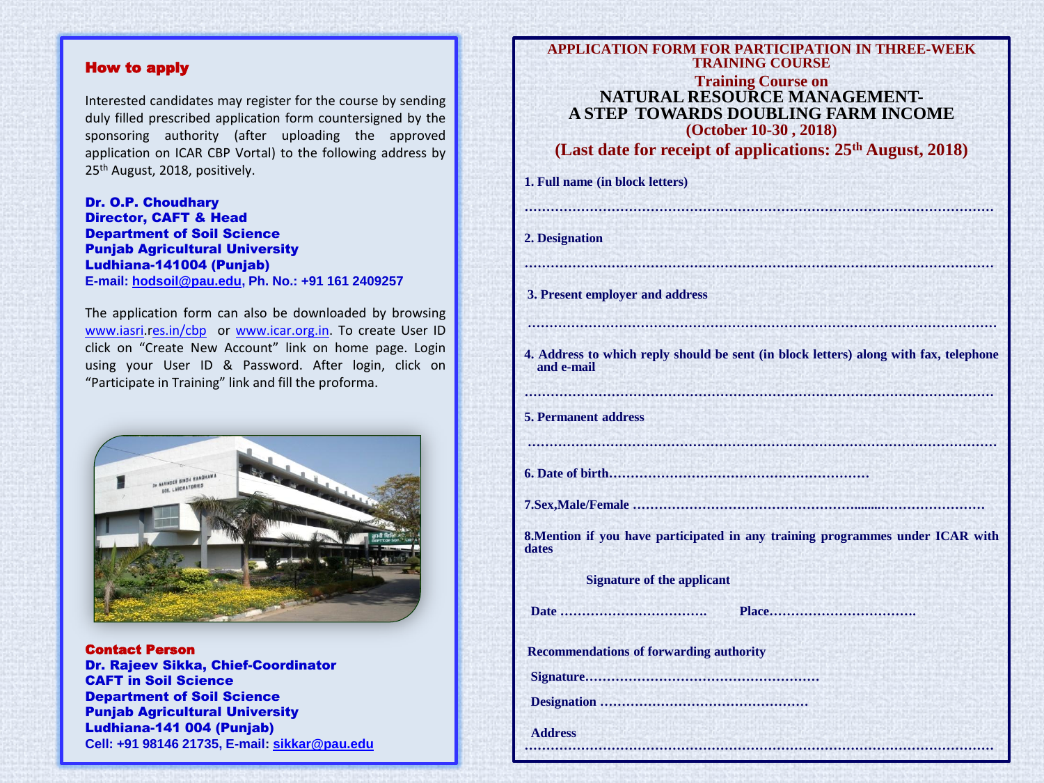## How to apply

Interested candidates may register for the course by sending duly filled prescribed application form countersigned by the sponsoring authority (after uploading the approved application on ICAR CBP Vortal) to the following address by 25th August, 2018, positively.

**Dr. O.P. Choudhary**
**Director, CAFT & Head**
**Department of Soil Science**
**Punjab Agricultural University**
**Ludhiana-141004 (Punjab)**
**E-mail: hodsoil@pau.edu, Ph. No.: +91 161 2409257**

The application form can also be downloaded by browsing www.iasri.res.in/cbp or www.icar.org.in. To create User ID click on "Create New Account" link on home page. Login using your User ID & Password. After login, click on "Participate in Training" link and fill the proforma.

### Contact Person

**Dr. Rajeev Sikka, Chief-Coordinator**
**CAFT in Soil Science**
**Department of Soil Science**
**Punjab Agricultural University**
**Ludhiana-141 004 (Punjab)**
**Cell: +91 98146 21735, E-mail: sikkar@pau.edu**

## APPLICATION FORM FOR PARTICIPATION IN THREE-WEEK TRAINING COURSE

### Training Course on
# NATURAL RESOURCE MANAGEMENT- A STEP TOWARDS DOUBLING FARM INCOME
**(October 10-30 , 2018)**

**(Last date for receipt of applications: 25th August, 2018)**

**1. Full name (in block letters)**

………………………………………………………………………………………………

**2. Designation**

………………………………………………………………………………………………

**3. Present employer and address**

………………………………………………………………………………………………

**4. Address to which reply should be sent (in block letters) along with fax, telephone and e-mail**

………………………………………………………………………………………………

**5. Permanent address**

………………………………………………………………………………………………

**6. Date of birth…………………………………………………………**

**7.Sex,Male/Female ……………………………………………………………………………**

**8.Mention if you have participated in any training programmes under ICAR with dates**

**Signature of the applicant**

**Date ……………………………. Place…………………………….**

**Recommendations of forwarding authority**

**Signature………………………………………………**

**Designation …………………………………………**

**Address**

………………………………………………………………………………………………